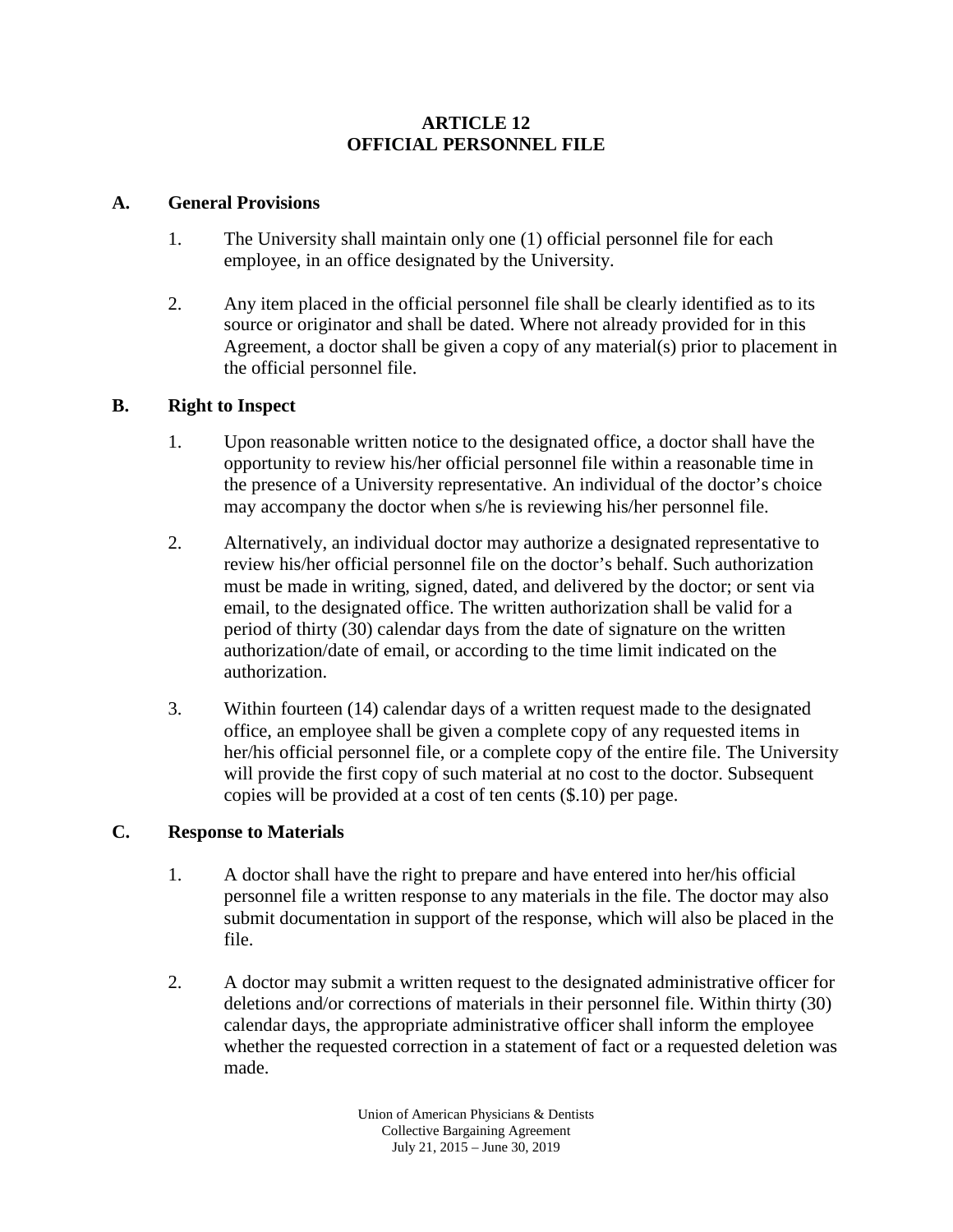# ARTICLE 12
# OFFICIAL PERSONNEL FILE

## A. General Provisions

1. The University shall maintain only one (1) official personnel file for each employee, in an office designated by the University.

2. Any item placed in the official personnel file shall be clearly identified as to its source or originator and shall be dated. Where not already provided for in this Agreement, a doctor shall be given a copy of any material(s) prior to placement in the official personnel file.

## B. Right to Inspect

1. Upon reasonable written notice to the designated office, a doctor shall have the opportunity to review his/her official personnel file within a reasonable time in the presence of a University representative. An individual of the doctor's choice may accompany the doctor when s/he is reviewing his/her personnel file.

2. Alternatively, an individual doctor may authorize a designated representative to review his/her official personnel file on the doctor's behalf. Such authorization must be made in writing, signed, dated, and delivered by the doctor; or sent via email, to the designated office. The written authorization shall be valid for a period of thirty (30) calendar days from the date of signature on the written authorization/date of email, or according to the time limit indicated on the authorization.

3. Within fourteen (14) calendar days of a written request made to the designated office, an employee shall be given a complete copy of any requested items in her/his official personnel file, or a complete copy of the entire file. The University will provide the first copy of such material at no cost to the doctor. Subsequent copies will be provided at a cost of ten cents ($.10) per page.

## C. Response to Materials

1. A doctor shall have the right to prepare and have entered into her/his official personnel file a written response to any materials in the file. The doctor may also submit documentation in support of the response, which will also be placed in the file.

2. A doctor may submit a written request to the designated administrative officer for deletions and/or corrections of materials in their personnel file. Within thirty (30) calendar days, the appropriate administrative officer shall inform the employee whether the requested correction in a statement of fact or a requested deletion was made.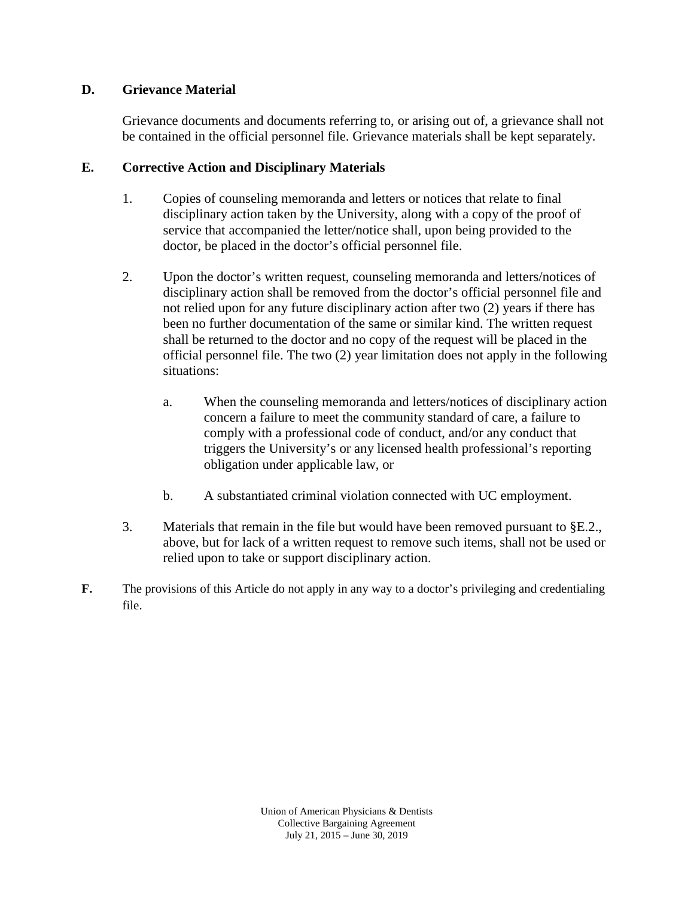### D. Grievance Material

Grievance documents and documents referring to, or arising out of, a grievance shall not be contained in the official personnel file. Grievance materials shall be kept separately.

### E. Corrective Action and Disciplinary Materials

1. Copies of counseling memoranda and letters or notices that relate to final disciplinary action taken by the University, along with a copy of the proof of service that accompanied the letter/notice shall, upon being provided to the doctor, be placed in the doctor's official personnel file.

2. Upon the doctor's written request, counseling memoranda and letters/notices of disciplinary action shall be removed from the doctor's official personnel file and not relied upon for any future disciplinary action after two (2) years if there has been no further documentation of the same or similar kind. The written request shall be returned to the doctor and no copy of the request will be placed in the official personnel file. The two (2) year limitation does not apply in the following situations:

    a. When the counseling memoranda and letters/notices of disciplinary action concern a failure to meet the community standard of care, a failure to comply with a professional code of conduct, and/or any conduct that triggers the University's or any licensed health professional's reporting obligation under applicable law, or

    b. A substantiated criminal violation connected with UC employment.

3. Materials that remain in the file but would have been removed pursuant to §E.2., above, but for lack of a written request to remove such items, shall not be used or relied upon to take or support disciplinary action.

**F.** The provisions of this Article do not apply in any way to a doctor's privileging and credentialing file.